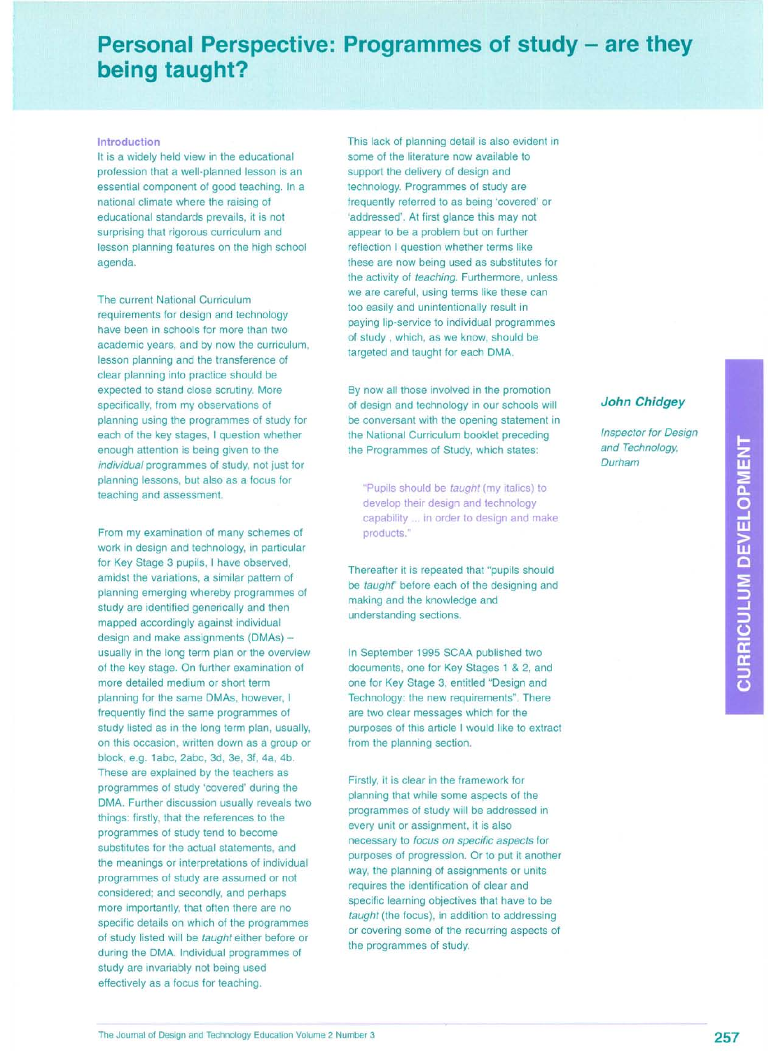# Personal Perspective: Programmes of study – are they being taught?

**John Chidgey**

*Inspector for Design and Technology, Durham*

### Introduction

It is a widely held view in the educational profession that a well-planned lesson is an essential component of good teaching. In a national climate where the raising of educational standards prevails, it is not surprising that rigorous curriculum and lesson planning features on the high school agenda.

The current National Curriculum requirements for design and technology have been in schools for more than two academic years, and by now the curriculum, lesson planning and the transference of clear planning into practice should be expected to stand close scrutiny. More specifically, from my observations of planning using the programmes of study for each of the key stages, I question whether enough attention is being given to the *individual* programmes of study, not just for planning lessons, but also as a focus for teaching and assessment.

From my examination of many schemes of work in design and technology, in particular for Key Stage 3 pupils, I have observed, amidst the variations, a similar pattern of planning emerging whereby programmes of study are identified generically and then mapped accordingly against individual design and make assignments (DMAs) – usually in the long term plan or the overview of the key stage. On further examination of more detailed medium or short term planning for the same DMAs, however, I frequently find the same programmes of study listed as in the long term plan, usually, on this occasion, written down as a group or block, e.g. 1abc, 2abc, 3d, 3e, 3f, 4a, 4b. These are explained by the teachers as programmes of study 'covered' during the DMA. Further discussion usually reveals two things: firstly, that the references to the programmes of study tend to become substitutes for the actual statements, and the meanings or interpretations of individual programmes of study are assumed or not considered; and secondly, and perhaps more importantly, that often there are no specific details on which of the programmes of study listed will be *taught* either before or during the DMA. Individual programmes of study are invariably not being used effectively as a focus for teaching.

This lack of planning detail is also evident in some of the literature now available to support the delivery of design and technology. Programmes of study are frequently referred to as being 'covered' or 'addressed'. At first glance this may not appear to be a problem but on further reflection I question whether terms like these are now being used as substitutes for the activity of *teaching*. Furthermore, unless we are careful, using terms like these can too easily and unintentionally result in paying lip-service to individual programmes of study , which, as we know, should be targeted and taught for each DMA.

By now all those involved in the promotion of design and technology in our schools will be conversant with the opening statement in the National Curriculum booklet preceding the Programmes of Study, which states:

> "Pupils should be *taught* (my italics) to develop their design and technology capability ... in order to design and make products."

Thereafter it is repeated that "pupils should be *taught*" before each of the designing and making and the knowledge and understanding sections.

In September 1995 SCAA published two documents, one for Key Stages 1 & 2, and one for Key Stage 3, entitled "Design and Technology: the new requirements". There are two clear messages which for the purposes of this article I would like to extract from the planning section.

Firstly, it is clear in the framework for planning that while some aspects of the programmes of study will be addressed in every unit or assignment, it is also necessary to *focus on specific aspects* for purposes of progression. Or to put it another way, the planning of assignments or units requires the identification of clear and specific learning objectives that have to be *taught* (the focus), in addition to addressing or covering some of the recurring aspects of the programmes of study.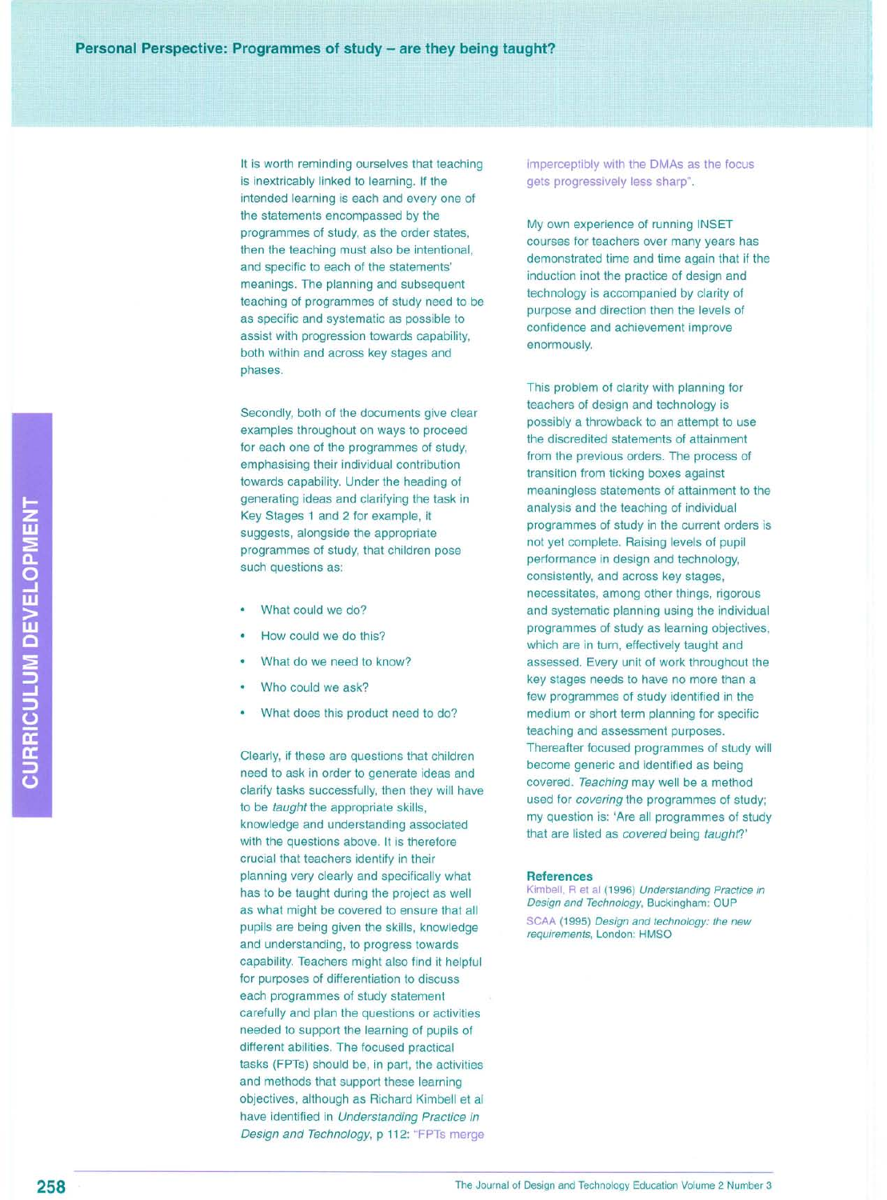It is worth reminding ourselves that teaching is inextricably linked to learning. If the intended learning is each and every one of the statements encompassed by the programmes of study, as the order states, then the teaching must also be intentional, and specific to each of the statements' meanings. The planning and subsequent teaching of programmes of study need to be as specific and systematic as possible to assist with progression towards capability, both within and across key stages and phases.

Secondly, both of the documents give clear examples throughout on ways to proceed for each one of the programmes of study, emphasising their individual contribution towards capability. Under the heading of generating ideas and clarifying the task in Key Stages 1 and 2 for example, it suggests, alongside the appropriate programmes of study, that children pose such questions as:

- What could we do?
- How could we do this?
- What do we need to know?
- Who could we ask?
- What does this product need to do?

Clearly, if these are questions that children need to ask in order to generate ideas and clarify tasks successfully, then they will have to be *taught* the appropriate skills, knowledge and understanding associated with the questions above. It is therefore crucial that teachers identify in their planning very clearly and specifically what has to be taught during the project as well as what might be covered to ensure that all pupils are being given the skills, knowledge and understanding, to progress towards capability. Teachers might also find it helpful for purposes of differentiation to discuss each programmes of study statement carefully and plan the questions or activities needed to support the learning of pupils of different abilities. The focused practical tasks (FPTs) should be, in part, the activities and methods that support these learning objectives, although as Richard Kimbell et al have identified in *Understanding Practice in Design and Technology*, p 112: "FPTs merge imperceptibly with the DMAs as the focus gets progressively less sharp".

My own experience of running INSET courses for teachers over many years has demonstrated time and time again that if the induction inot the practice of design and technology is accompanied by clarity of purpose and direction then the levels of confidence and achievement improve enormously.

This problem of clarity with planning for teachers of design and technology is possibly a throwback to an attempt to use the discredited statements of attainment from the previous orders. The process of transition from ticking boxes against meaningless statements of attainment to the analysis and the teaching of individual programmes of study in the current orders is not yet complete. Raising levels of pupil performance in design and technology, consistently, and across key stages, necessitates, among other things, rigorous and systematic planning using the individual programmes of study as learning objectives, which are in turn, effectively taught and assessed. Every unit of work throughout the key stages needs to have no more than a few programmes of study identified in the medium or short term planning for specific teaching and assessment purposes. Thereafter focused programmes of study will become generic and identified as being covered. *Teaching* may well be a method used for *covering* the programmes of study; my question is: 'Are all programmes of study that are listed as *covered* being *taught*?'

### References

Kimbell, R et al (1996) *Understanding Practice in Design and Technology*, Buckingham: OUP

SCAA (1995) *Design and technology: the new requirements*, London: HMSO